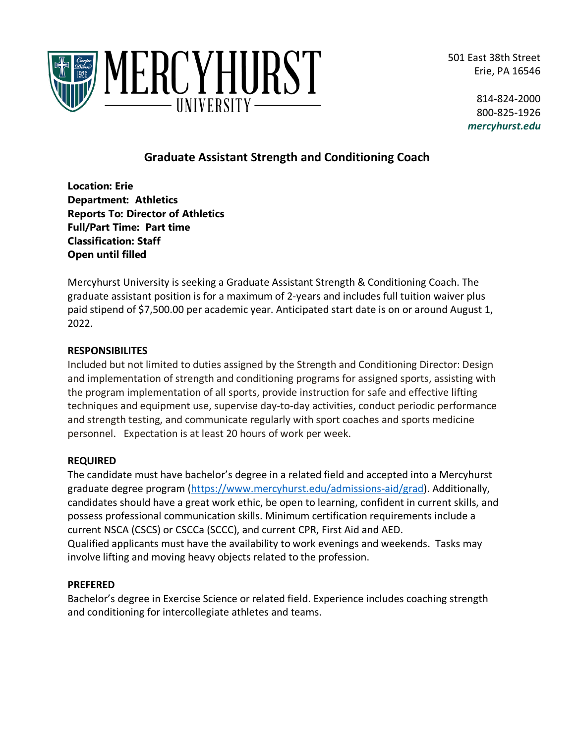MERCYHURST UNIVERSITY

501 East 38th Street
Erie, PA 16546

814-824-2000
800-825-1926
*mercyhurst.edu*

# Graduate Assistant Strength and Conditioning Coach

**Location: Erie**
**Department: Athletics**
**Reports To: Director of Athletics**
**Full/Part Time: Part time**
**Classification: Staff**
**Open until filled**

Mercyhurst University is seeking a Graduate Assistant Strength & Conditioning Coach. The graduate assistant position is for a maximum of 2-years and includes full tuition waiver plus paid stipend of $7,500.00 per academic year. Anticipated start date is on or around August 1, 2022.

**RESPONSIBILITES**

Included but not limited to duties assigned by the Strength and Conditioning Director: Design and implementation of strength and conditioning programs for assigned sports, assisting with the program implementation of all sports, provide instruction for safe and effective lifting techniques and equipment use, supervise day-to-day activities, conduct periodic performance and strength testing, and communicate regularly with sport coaches and sports medicine personnel. Expectation is at least 20 hours of work per week.

**REQUIRED**

The candidate must have bachelor's degree in a related field and accepted into a Mercyhurst graduate degree program (https://www.mercyhurst.edu/admissions-aid/grad). Additionally, candidates should have a great work ethic, be open to learning, confident in current skills, and possess professional communication skills. Minimum certification requirements include a current NSCA (CSCS) or CSCCa (SCCC), and current CPR, First Aid and AED.
Qualified applicants must have the availability to work evenings and weekends. Tasks may involve lifting and moving heavy objects related to the profession.

**PREFERED**

Bachelor's degree in Exercise Science or related field. Experience includes coaching strength and conditioning for intercollegiate athletes and teams.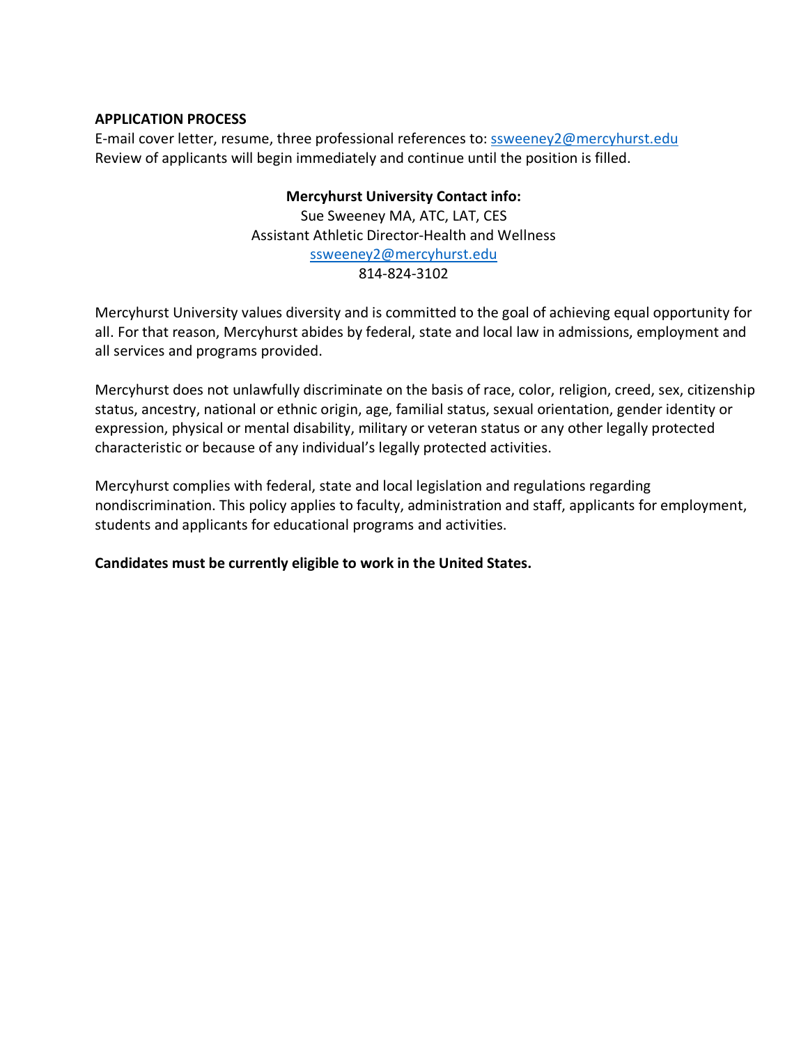**APPLICATION PROCESS**
E-mail cover letter, resume, three professional references to: ssweeney2@mercyhurst.edu
Review of applicants will begin immediately and continue until the position is filled.

**Mercyhurst University Contact info:**
Sue Sweeney MA, ATC, LAT, CES
Assistant Athletic Director-Health and Wellness
ssweeney2@mercyhurst.edu
814-824-3102

Mercyhurst University values diversity and is committed to the goal of achieving equal opportunity for all. For that reason, Mercyhurst abides by federal, state and local law in admissions, employment and all services and programs provided.

Mercyhurst does not unlawfully discriminate on the basis of race, color, religion, creed, sex, citizenship status, ancestry, national or ethnic origin, age, familial status, sexual orientation, gender identity or expression, physical or mental disability, military or veteran status or any other legally protected characteristic or because of any individual's legally protected activities.

Mercyhurst complies with federal, state and local legislation and regulations regarding nondiscrimination. This policy applies to faculty, administration and staff, applicants for employment, students and applicants for educational programs and activities.

**Candidates must be currently eligible to work in the United States.**